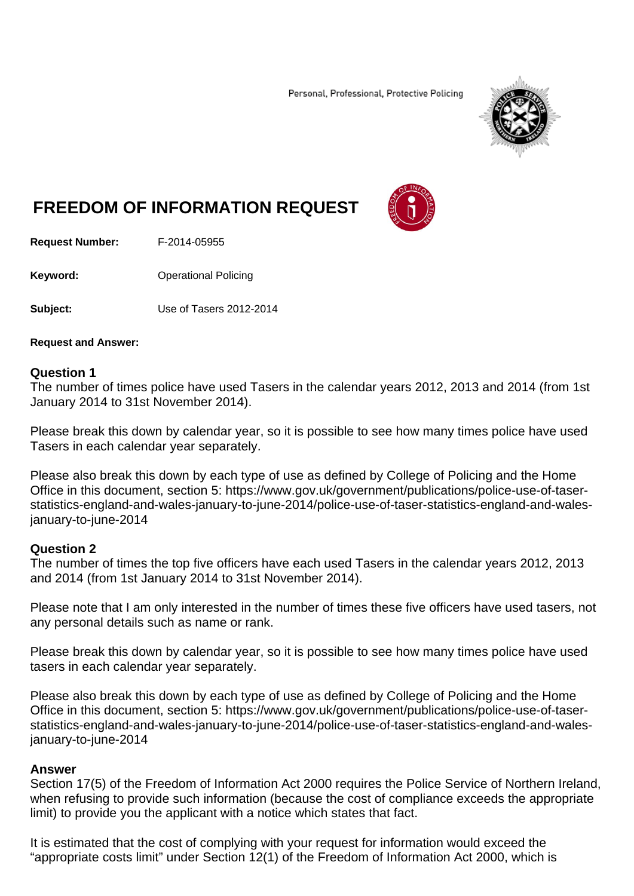Personal, Professional, Protective Policing

# FREEDOM OF INFORMATION REQUEST

**Request Number:** F-2014-05955

**Keyword:** Operational Policing

**Subject:** Use of Tasers 2012-2014

**Request and Answer:**

## Question 1

The number of times police have used Tasers in the calendar years 2012, 2013 and 2014 (from 1st January 2014 to 31st November 2014).

Please break this down by calendar year, so it is possible to see how many times police have used Tasers in each calendar year separately.

Please also break this down by each type of use as defined by College of Policing and the Home Office in this document, section 5: https://www.gov.uk/government/publications/police-use-of-taser-statistics-england-and-wales-january-to-june-2014/police-use-of-taser-statistics-england-and-wales-january-to-june-2014

## Question 2

The number of times the top five officers have each used Tasers in the calendar years 2012, 2013 and 2014 (from 1st January 2014 to 31st November 2014).

Please note that I am only interested in the number of times these five officers have used tasers, not any personal details such as name or rank.

Please break this down by calendar year, so it is possible to see how many times police have used tasers in each calendar year separately.

Please also break this down by each type of use as defined by College of Policing and the Home Office in this document, section 5: https://www.gov.uk/government/publications/police-use-of-taser-statistics-england-and-wales-january-to-june-2014/police-use-of-taser-statistics-england-and-wales-january-to-june-2014

## Answer

Section 17(5) of the Freedom of Information Act 2000 requires the Police Service of Northern Ireland, when refusing to provide such information (because the cost of compliance exceeds the appropriate limit) to provide you the applicant with a notice which states that fact.

It is estimated that the cost of complying with your request for information would exceed the "appropriate costs limit" under Section 12(1) of the Freedom of Information Act 2000, which is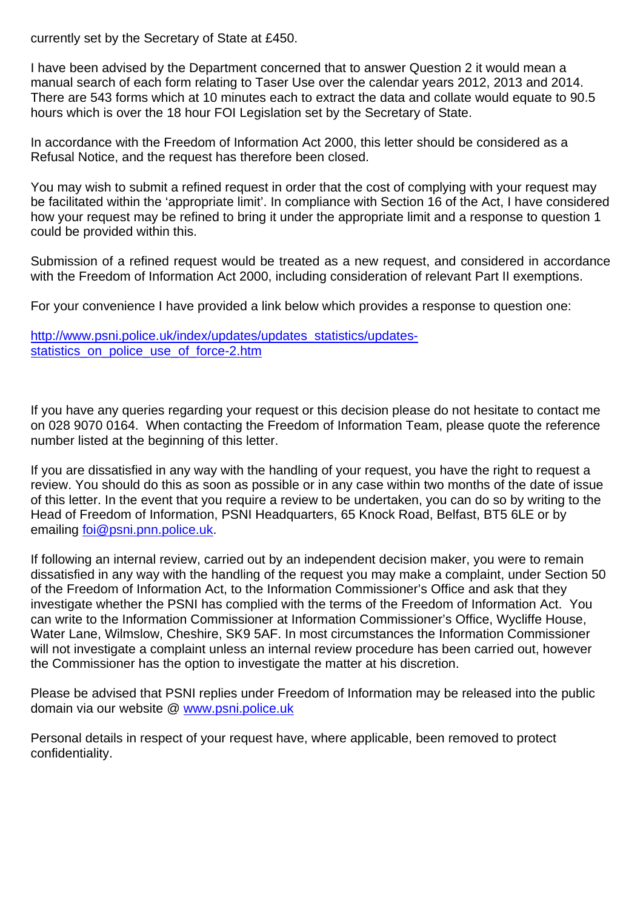currently set by the Secretary of State at £450.

I have been advised by the Department concerned that to answer Question 2 it would mean a manual search of each form relating to Taser Use over the calendar years 2012, 2013 and 2014. There are 543 forms which at 10 minutes each to extract the data and collate would equate to 90.5 hours which is over the 18 hour FOI Legislation set by the Secretary of State.

In accordance with the Freedom of Information Act 2000, this letter should be considered as a Refusal Notice, and the request has therefore been closed.

You may wish to submit a refined request in order that the cost of complying with your request may be facilitated within the 'appropriate limit'. In compliance with Section 16 of the Act, I have considered how your request may be refined to bring it under the appropriate limit and a response to question 1 could be provided within this.

Submission of a refined request would be treated as a new request, and considered in accordance with the Freedom of Information Act 2000, including consideration of relevant Part II exemptions.

For your convenience I have provided a link below which provides a response to question one:

[http://www.psni.police.uk/index/updates/updates_statistics/updates-statistics_on_police_use_of_force-2.htm](http://www.psni.police.uk/index/updates/updates_statistics/updates-statistics_on_police_use_of_force-2.htm)

If you have any queries regarding your request or this decision please do not hesitate to contact me on 028 9070 0164. When contacting the Freedom of Information Team, please quote the reference number listed at the beginning of this letter.

If you are dissatisfied in any way with the handling of your request, you have the right to request a review. You should do this as soon as possible or in any case within two months of the date of issue of this letter. In the event that you require a review to be undertaken, you can do so by writing to the Head of Freedom of Information, PSNI Headquarters, 65 Knock Road, Belfast, BT5 6LE or by emailing [foi@psni.pnn.police.uk](mailto:foi@psni.pnn.police.uk).

If following an internal review, carried out by an independent decision maker, you were to remain dissatisfied in any way with the handling of the request you may make a complaint, under Section 50 of the Freedom of Information Act, to the Information Commissioner's Office and ask that they investigate whether the PSNI has complied with the terms of the Freedom of Information Act. You can write to the Information Commissioner at Information Commissioner's Office, Wycliffe House, Water Lane, Wilmslow, Cheshire, SK9 5AF. In most circumstances the Information Commissioner will not investigate a complaint unless an internal review procedure has been carried out, however the Commissioner has the option to investigate the matter at his discretion.

Please be advised that PSNI replies under Freedom of Information may be released into the public domain via our website @ [www.psni.police.uk](http://www.psni.police.uk)

Personal details in respect of your request have, where applicable, been removed to protect confidentiality.